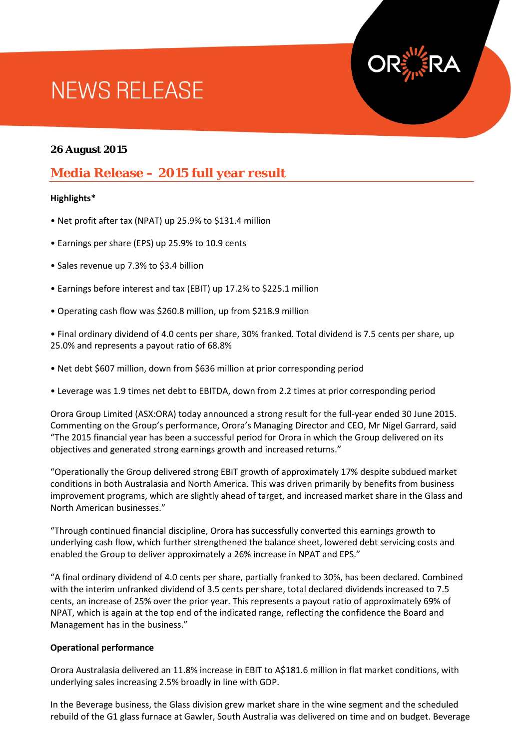# NEWS RELEASE

**26 August 2015**

## Media Release – 2015 full year result

**Highlights***

- Net profit after tax (NPAT) up 25.9% to $131.4 million
- Earnings per share (EPS) up 25.9% to 10.9 cents
- Sales revenue up 7.3% to $3.4 billion
- Earnings before interest and tax (EBIT) up 17.2% to $225.1 million
- Operating cash flow was $260.8 million, up from $218.9 million
- Final ordinary dividend of 4.0 cents per share, 30% franked. Total dividend is 7.5 cents per share, up 25.0% and represents a payout ratio of 68.8%
- Net debt $607 million, down from $636 million at prior corresponding period
- Leverage was 1.9 times net debt to EBITDA, down from 2.2 times at prior corresponding period

Orora Group Limited (ASX:ORA) today announced a strong result for the full-year ended 30 June 2015. Commenting on the Group's performance, Orora's Managing Director and CEO, Mr Nigel Garrard, said "The 2015 financial year has been a successful period for Orora in which the Group delivered on its objectives and generated strong earnings growth and increased returns."

"Operationally the Group delivered strong EBIT growth of approximately 17% despite subdued market conditions in both Australasia and North America. This was driven primarily by benefits from business improvement programs, which are slightly ahead of target, and increased market share in the Glass and North American businesses."

"Through continued financial discipline, Orora has successfully converted this earnings growth to underlying cash flow, which further strengthened the balance sheet, lowered debt servicing costs and enabled the Group to deliver approximately a 26% increase in NPAT and EPS."

"A final ordinary dividend of 4.0 cents per share, partially franked to 30%, has been declared. Combined with the interim unfranked dividend of 3.5 cents per share, total declared dividends increased to 7.5 cents, an increase of 25% over the prior year. This represents a payout ratio of approximately 69% of NPAT, which is again at the top end of the indicated range, reflecting the confidence the Board and Management has in the business."

**Operational performance**

Orora Australasia delivered an 11.8% increase in EBIT to A$181.6 million in flat market conditions, with underlying sales increasing 2.5% broadly in line with GDP.

In the Beverage business, the Glass division grew market share in the wine segment and the scheduled rebuild of the G1 glass furnace at Gawler, South Australia was delivered on time and on budget. Beverage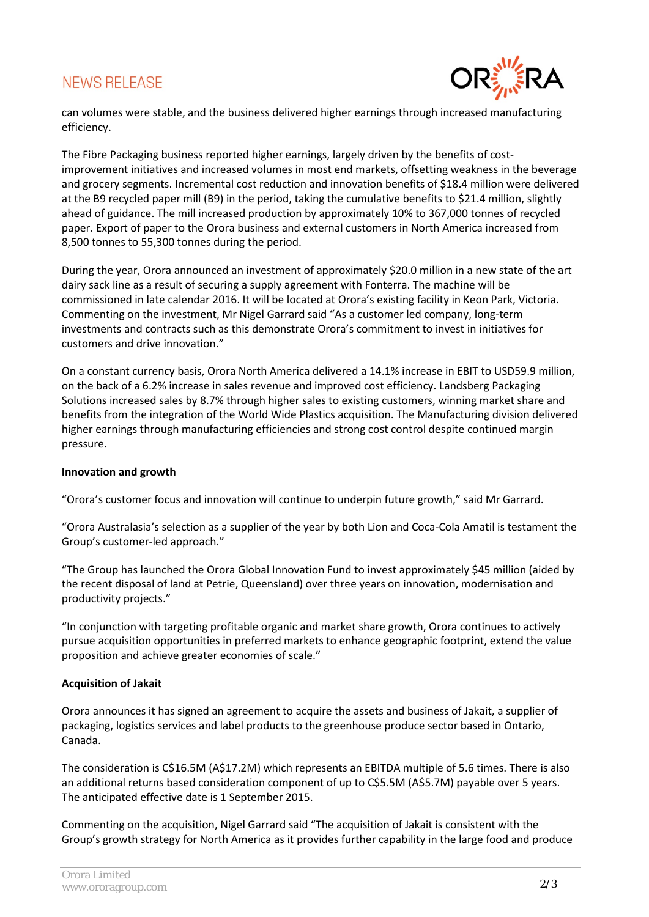can volumes were stable, and the business delivered higher earnings through increased manufacturing efficiency.

The Fibre Packaging business reported higher earnings, largely driven by the benefits of cost-improvement initiatives and increased volumes in most end markets, offsetting weakness in the beverage and grocery segments. Incremental cost reduction and innovation benefits of $18.4 million were delivered at the B9 recycled paper mill (B9) in the period, taking the cumulative benefits to $21.4 million, slightly ahead of guidance. The mill increased production by approximately 10% to 367,000 tonnes of recycled paper. Export of paper to the Orora business and external customers in North America increased from 8,500 tonnes to 55,300 tonnes during the period.

During the year, Orora announced an investment of approximately $20.0 million in a new state of the art dairy sack line as a result of securing a supply agreement with Fonterra. The machine will be commissioned in late calendar 2016. It will be located at Orora's existing facility in Keon Park, Victoria. Commenting on the investment, Mr Nigel Garrard said "As a customer led company, long-term investments and contracts such as this demonstrate Orora's commitment to invest in initiatives for customers and drive innovation."

On a constant currency basis, Orora North America delivered a 14.1% increase in EBIT to USD59.9 million, on the back of a 6.2% increase in sales revenue and improved cost efficiency. Landsberg Packaging Solutions increased sales by 8.7% through higher sales to existing customers, winning market share and benefits from the integration of the World Wide Plastics acquisition. The Manufacturing division delivered higher earnings through manufacturing efficiencies and strong cost control despite continued margin pressure.

**Innovation and growth**

"Orora's customer focus and innovation will continue to underpin future growth," said Mr Garrard.

"Orora Australasia's selection as a supplier of the year by both Lion and Coca-Cola Amatil is testament the Group's customer-led approach."

"The Group has launched the Orora Global Innovation Fund to invest approximately $45 million (aided by the recent disposal of land at Petrie, Queensland) over three years on innovation, modernisation and productivity projects."

"In conjunction with targeting profitable organic and market share growth, Orora continues to actively pursue acquisition opportunities in preferred markets to enhance geographic footprint, extend the value proposition and achieve greater economies of scale."

**Acquisition of Jakait**

Orora announces it has signed an agreement to acquire the assets and business of Jakait, a supplier of packaging, logistics services and label products to the greenhouse produce sector based in Ontario, Canada.

The consideration is C$16.5M (A$17.2M) which represents an EBITDA multiple of 5.6 times. There is also an additional returns based consideration component of up to C$5.5M (A$5.7M) payable over 5 years. The anticipated effective date is 1 September 2015.

Commenting on the acquisition, Nigel Garrard said "The acquisition of Jakait is consistent with the Group's growth strategy for North America as it provides further capability in the large food and produce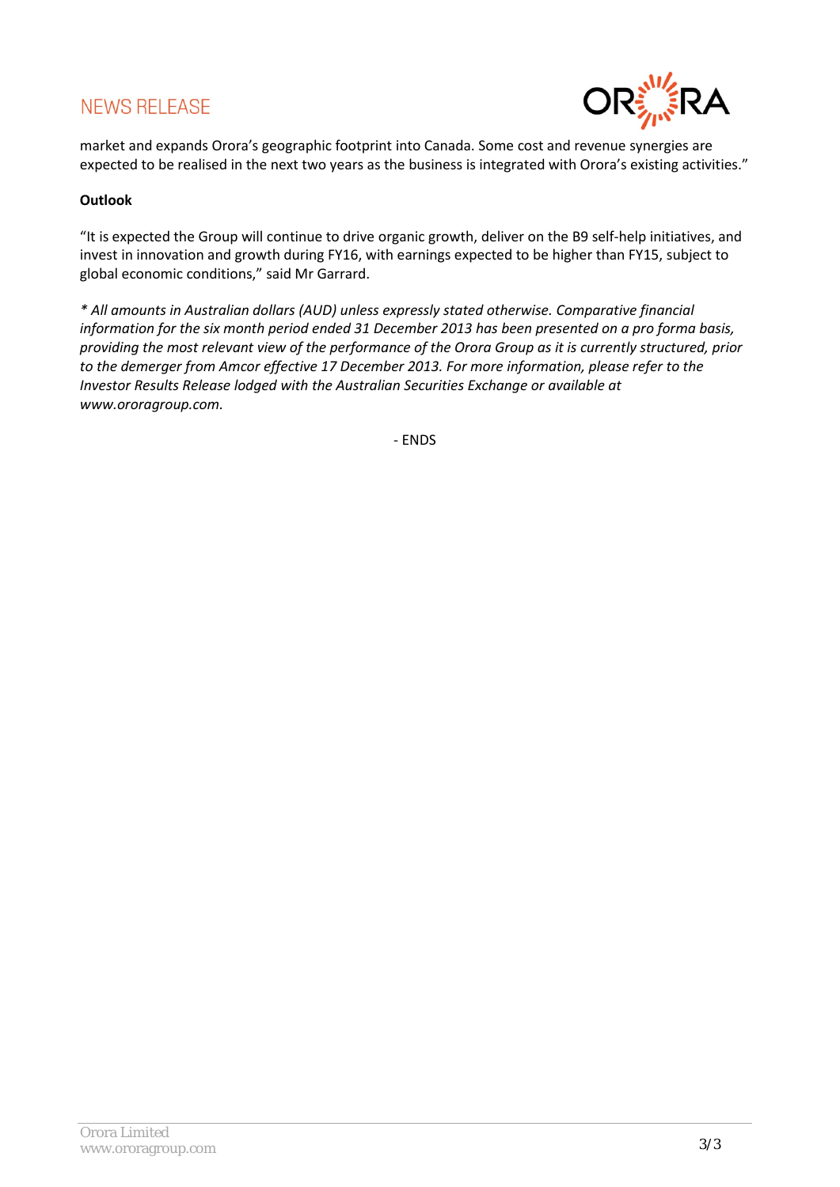market and expands Orora's geographic footprint into Canada. Some cost and revenue synergies are expected to be realised in the next two years as the business is integrated with Orora's existing activities."

**Outlook**

"It is expected the Group will continue to drive organic growth, deliver on the B9 self-help initiatives, and invest in innovation and growth during FY16, with earnings expected to be higher than FY15, subject to global economic conditions," said Mr Garrard.

*\* All amounts in Australian dollars (AUD) unless expressly stated otherwise. Comparative financial information for the six month period ended 31 December 2013 has been presented on a pro forma basis, providing the most relevant view of the performance of the Orora Group as it is currently structured, prior to the demerger from Amcor effective 17 December 2013. For more information, please refer to the Investor Results Release lodged with the Australian Securities Exchange or available at www.ororagroup.com.*

- ENDS